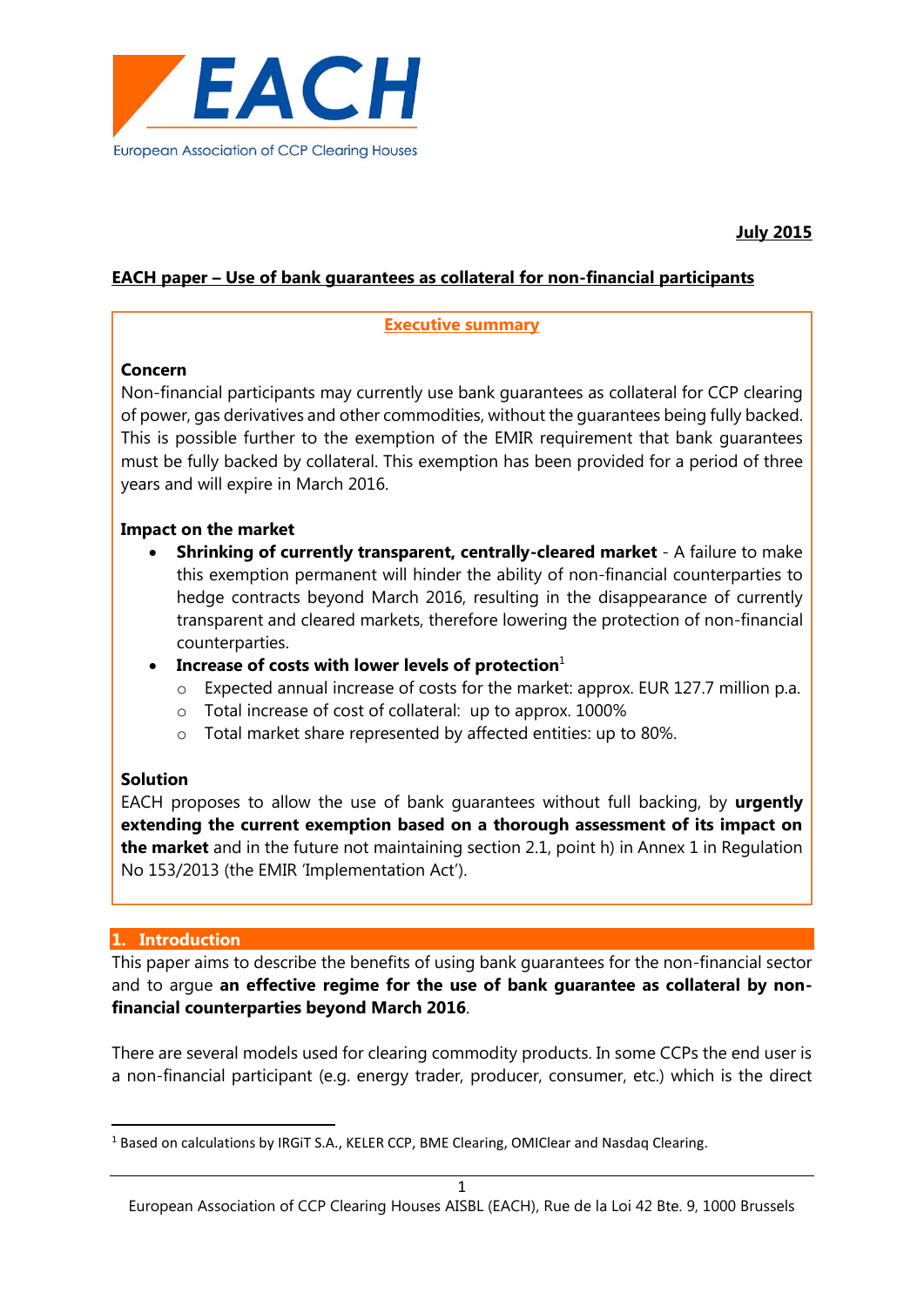EACH

European Association of CCP Clearing Houses

**July 2015**

**EACH paper – Use of bank guarantees as collateral for non-financial participants**

**Executive summary**

**Concern**

Non-financial participants may currently use bank guarantees as collateral for CCP clearing of power, gas derivatives and other commodities, without the guarantees being fully backed. This is possible further to the exemption of the EMIR requirement that bank guarantees must be fully backed by collateral. This exemption has been provided for a period of three years and will expire in March 2016.

**Impact on the market**

- **Shrinking of currently transparent, centrally-cleared market** - A failure to make this exemption permanent will hinder the ability of non-financial counterparties to hedge contracts beyond March 2016, resulting in the disappearance of currently transparent and cleared markets, therefore lowering the protection of non-financial counterparties.
- **Increase of costs with lower levels of protection**[1]
  - Expected annual increase of costs for the market: approx. EUR 127.7 million p.a.
  - Total increase of cost of collateral: up to approx. 1000%
  - Total market share represented by affected entities: up to 80%.

**Solution**

EACH proposes to allow the use of bank guarantees without full backing, by **urgently extending the current exemption based on a thorough assessment of its impact on the market** and in the future not maintaining section 2.1, point h) in Annex 1 in Regulation No 153/2013 (the EMIR 'Implementation Act').

## 1. Introduction

This paper aims to describe the benefits of using bank guarantees for the non-financial sector and to argue **an effective regime for the use of bank guarantee as collateral by non-financial counterparties beyond March 2016**.

There are several models used for clearing commodity products. In some CCPs the end user is a non-financial participant (e.g. energy trader, producer, consumer, etc.) which is the direct

[1] Based on calculations by IRGiT S.A., KELER CCP, BME Clearing, OMIClear and Nasdaq Clearing.

European Association of CCP Clearing Houses AISBL (EACH), Rue de la Loi 42 Bte. 9, 1000 Brussels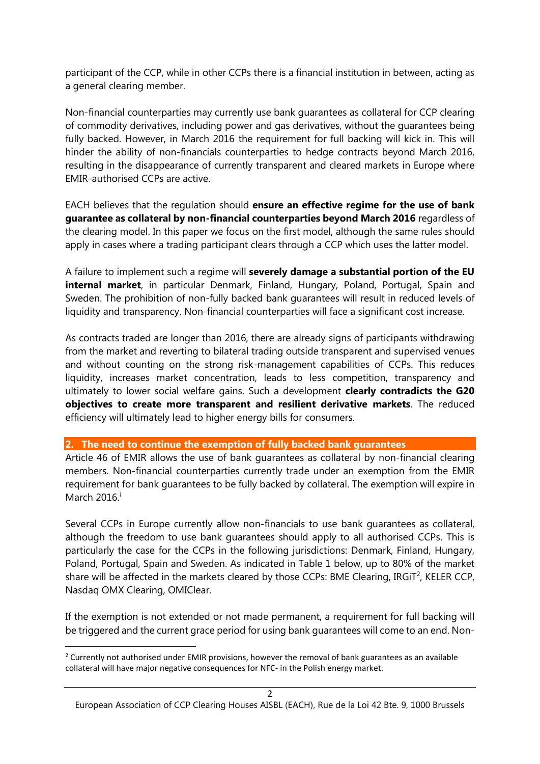participant of the CCP, while in other CCPs there is a financial institution in between, acting as a general clearing member.

Non-financial counterparties may currently use bank guarantees as collateral for CCP clearing of commodity derivatives, including power and gas derivatives, without the guarantees being fully backed. However, in March 2016 the requirement for full backing will kick in. This will hinder the ability of non-financials counterparties to hedge contracts beyond March 2016, resulting in the disappearance of currently transparent and cleared markets in Europe where EMIR-authorised CCPs are active.

EACH believes that the regulation should **ensure an effective regime for the use of bank guarantee as collateral by non-financial counterparties beyond March 2016** regardless of the clearing model. In this paper we focus on the first model, although the same rules should apply in cases where a trading participant clears through a CCP which uses the latter model.

A failure to implement such a regime will **severely damage a substantial portion of the EU internal market**, in particular Denmark, Finland, Hungary, Poland, Portugal, Spain and Sweden. The prohibition of non-fully backed bank guarantees will result in reduced levels of liquidity and transparency. Non-financial counterparties will face a significant cost increase.

As contracts traded are longer than 2016, there are already signs of participants withdrawing from the market and reverting to bilateral trading outside transparent and supervised venues and without counting on the strong risk-management capabilities of CCPs. This reduces liquidity, increases market concentration, leads to less competition, transparency and ultimately to lower social welfare gains. Such a development **clearly contradicts the G20 objectives to create more transparent and resilient derivative markets**. The reduced efficiency will ultimately lead to higher energy bills for consumers.

## 2. The need to continue the exemption of fully backed bank guarantees

Article 46 of EMIR allows the use of bank guarantees as collateral by non-financial clearing members. Non-financial counterparties currently trade under an exemption from the EMIR requirement for bank guarantees to be fully backed by collateral. The exemption will expire in March 2016.[i]

Several CCPs in Europe currently allow non-financials to use bank guarantees as collateral, although the freedom to use bank guarantees should apply to all authorised CCPs. This is particularly the case for the CCPs in the following jurisdictions: Denmark, Finland, Hungary, Poland, Portugal, Spain and Sweden. As indicated in Table 1 below, up to 80% of the market share will be affected in the markets cleared by those CCPs: BME Clearing, IRGiT[2], KELER CCP, Nasdaq OMX Clearing, OMIClear.

If the exemption is not extended or not made permanent, a requirement for full backing will be triggered and the current grace period for using bank guarantees will come to an end. Non-

[2] Currently not authorised under EMIR provisions, however the removal of bank guarantees as an available collateral will have major negative consequences for NFC- in the Polish energy market.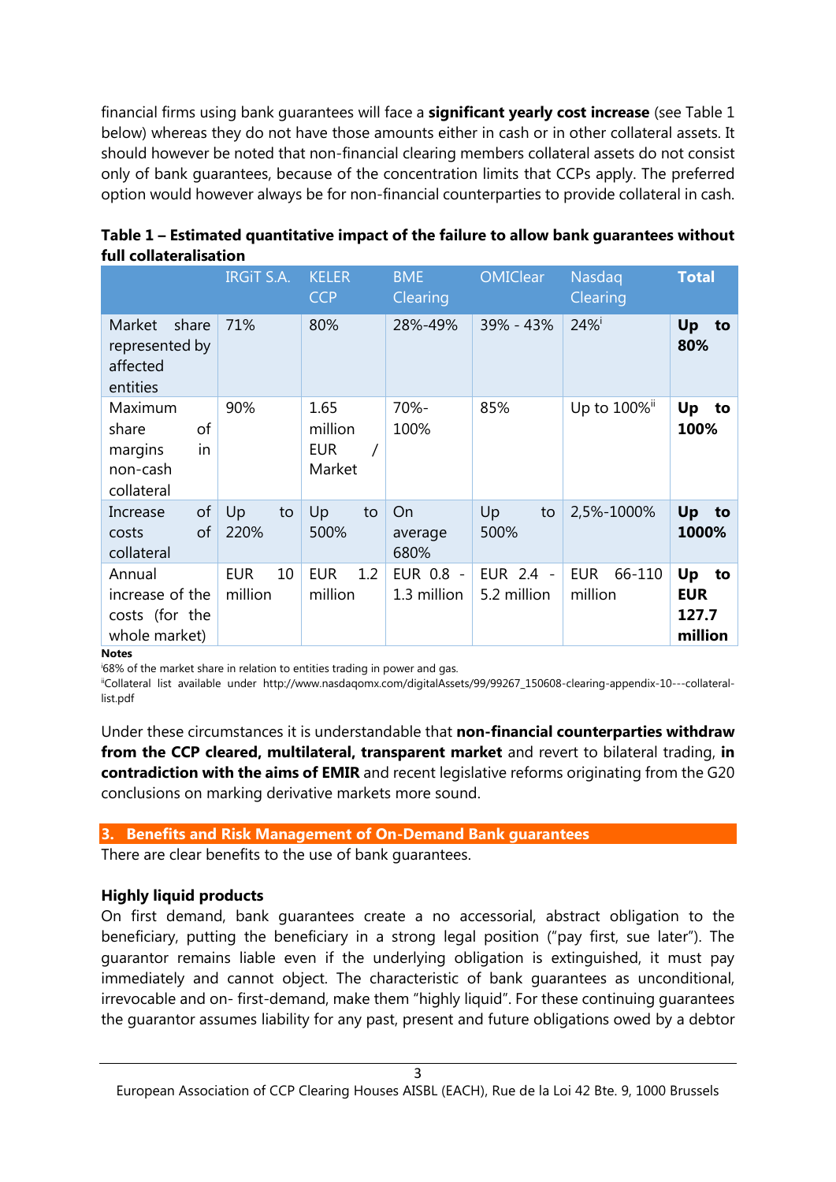financial firms using bank guarantees will face a **significant yearly cost increase** (see Table 1 below) whereas they do not have those amounts either in cash or in other collateral assets. It should however be noted that non-financial clearing members collateral assets do not consist only of bank guarantees, because of the concentration limits that CCPs apply. The preferred option would however always be for non-financial counterparties to provide collateral in cash.

**Table 1 – Estimated quantitative impact of the failure to allow bank guarantees without full collateralisation**

| | IRGiT S.A. | KELER CCP | BME Clearing | OMIClear | Nasdaq Clearing | **Total** |
|---|---|---|---|---|---|---|
| Market share represented by affected entities | 71% | 80% | 28%-49% | 39% - 43% | 24%[i] | **Up to 80%** |
| Maximum share of margins in non-cash collateral | 90% | 1.65 million EUR / Market | 70%-100% | 85% | Up to 100%[ii] | **Up to 100%** |
| Increase of costs of collateral | Up to 220% | Up to 500% | On average 680% | Up to 500% | 2,5%-1000% | **Up to 1000%** |
| Annual increase of the costs (for the whole market) | EUR 10 million | EUR 1.2 million | EUR 0.8 - 1.3 million | EUR 2.4 - 5.2 million | EUR 66-110 million | **Up to EUR 127.7 million** |

**Notes**

[i]68% of the market share in relation to entities trading in power and gas.

[ii]Collateral list available under http://www.nasdaqomx.com/digitalAssets/99/99267_150608-clearing-appendix-10---collateral-list.pdf

Under these circumstances it is understandable that **non-financial counterparties withdraw from the CCP cleared, multilateral, transparent market** and revert to bilateral trading, **in contradiction with the aims of EMIR** and recent legislative reforms originating from the G20 conclusions on marking derivative markets more sound.

## 3. Benefits and Risk Management of On-Demand Bank guarantees

There are clear benefits to the use of bank guarantees.

**Highly liquid products**

On first demand, bank guarantees create a no accessorial, abstract obligation to the beneficiary, putting the beneficiary in a strong legal position ("pay first, sue later"). The guarantor remains liable even if the underlying obligation is extinguished, it must pay immediately and cannot object. The characteristic of bank guarantees as unconditional, irrevocable and on- first-demand, make them "highly liquid". For these continuing guarantees the guarantor assumes liability for any past, present and future obligations owed by a debtor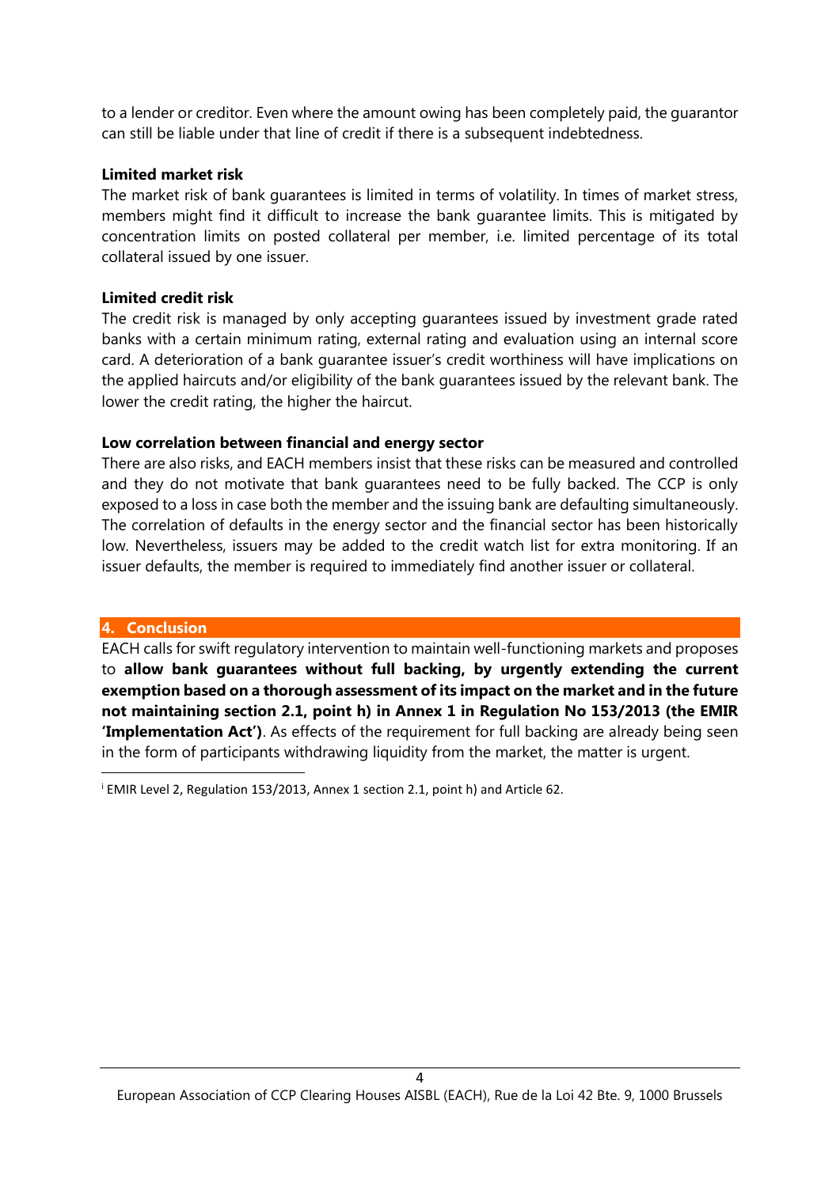to a lender or creditor. Even where the amount owing has been completely paid, the guarantor can still be liable under that line of credit if there is a subsequent indebtedness.

**Limited market risk**

The market risk of bank guarantees is limited in terms of volatility. In times of market stress, members might find it difficult to increase the bank guarantee limits. This is mitigated by concentration limits on posted collateral per member, i.e. limited percentage of its total collateral issued by one issuer.

**Limited credit risk**

The credit risk is managed by only accepting guarantees issued by investment grade rated banks with a certain minimum rating, external rating and evaluation using an internal score card. A deterioration of a bank guarantee issuer's credit worthiness will have implications on the applied haircuts and/or eligibility of the bank guarantees issued by the relevant bank. The lower the credit rating, the higher the haircut.

**Low correlation between financial and energy sector**

There are also risks, and EACH members insist that these risks can be measured and controlled and they do not motivate that bank guarantees need to be fully backed. The CCP is only exposed to a loss in case both the member and the issuing bank are defaulting simultaneously. The correlation of defaults in the energy sector and the financial sector has been historically low. Nevertheless, issuers may be added to the credit watch list for extra monitoring. If an issuer defaults, the member is required to immediately find another issuer or collateral.

## 4. Conclusion

EACH calls for swift regulatory intervention to maintain well-functioning markets and proposes to **allow bank guarantees without full backing, by urgently extending the current exemption based on a thorough assessment of its impact on the market and in the future not maintaining section 2.1, point h) in Annex 1 in Regulation No 153/2013 (the EMIR 'Implementation Act')**. As effects of the requirement for full backing are already being seen in the form of participants withdrawing liquidity from the market, the matter is urgent.

---

[i] EMIR Level 2, Regulation 153/2013, Annex 1 section 2.1, point h) and Article 62.